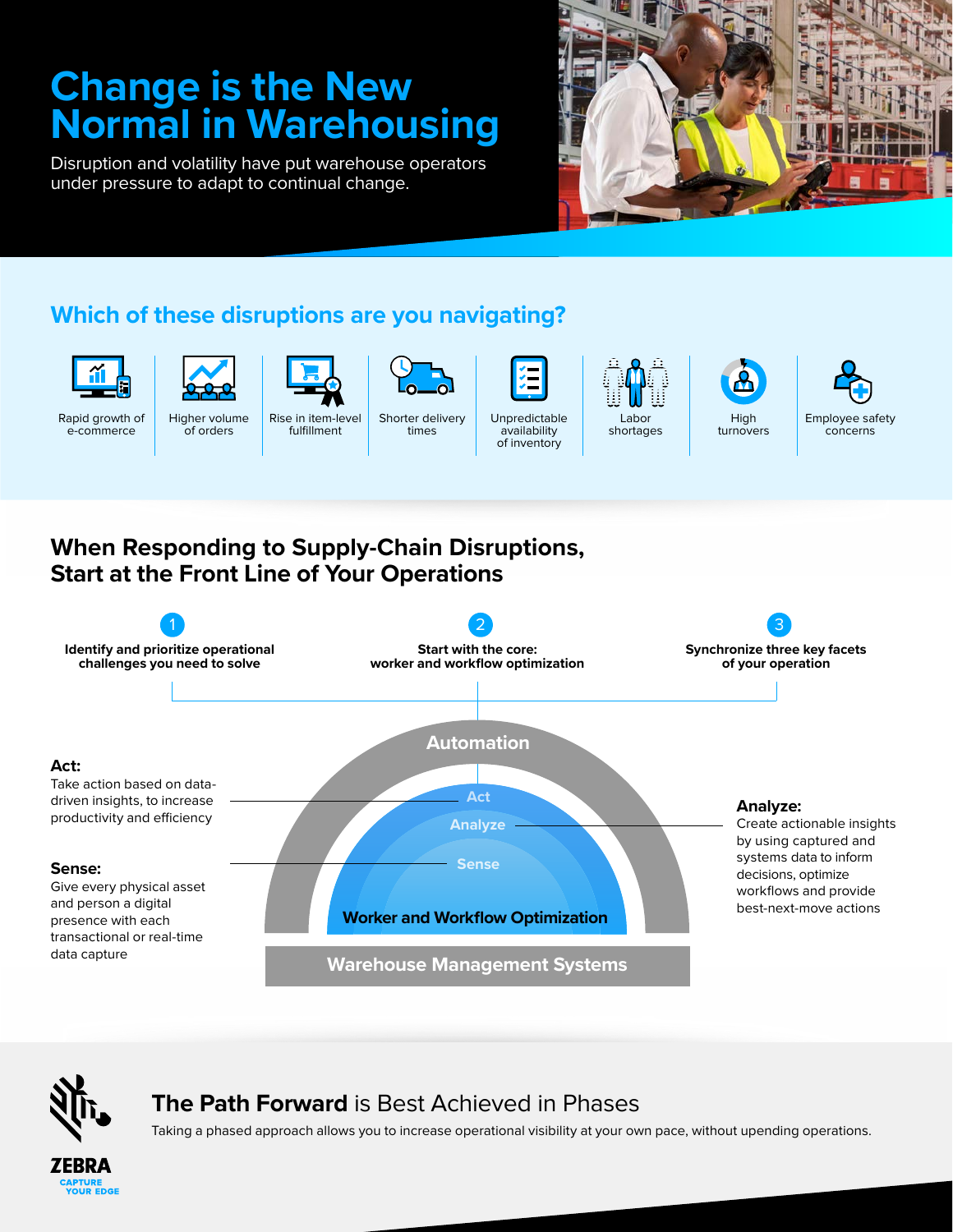# Change is the New Normal in Warehousing

Disruption and volatility have put warehouse operators under pressure to adapt to continual change.

## Which of these disruptions are you navigating?

- Rapid growth of e-commerce
- Higher volume of orders
- Rise in item-level fulfillment
- Shorter delivery times
- Unpredictable availability of inventory
- Labor shortages
- High turnovers
- Employee safety concerns

## When Responding to Supply-Chain Disruptions, Start at the Front Line of Your Operations

1. **Identify and prioritize operational challenges you need to solve**
2. **Start with the core: worker and workflow optimization**
3. **Synchronize three key facets of your operation**

**Automation**

- Act
- Analyze
- Sense

**Worker and Workflow Optimization**

**Warehouse Management Systems**

**Act:**
Take action based on data-driven insights, to increase productivity and efficiency

**Sense:**
Give every physical asset and person a digital presence with each transactional or real-time data capture

**Analyze:**
Create actionable insights by using captured and systems data to inform decisions, optimize workflows and provide best-next-move actions

## **The Path Forward** is Best Achieved in Phases

Taking a phased approach allows you to increase operational visibility at your own pace, without upending operations.

ZEBRA
CAPTURE YOUR EDGE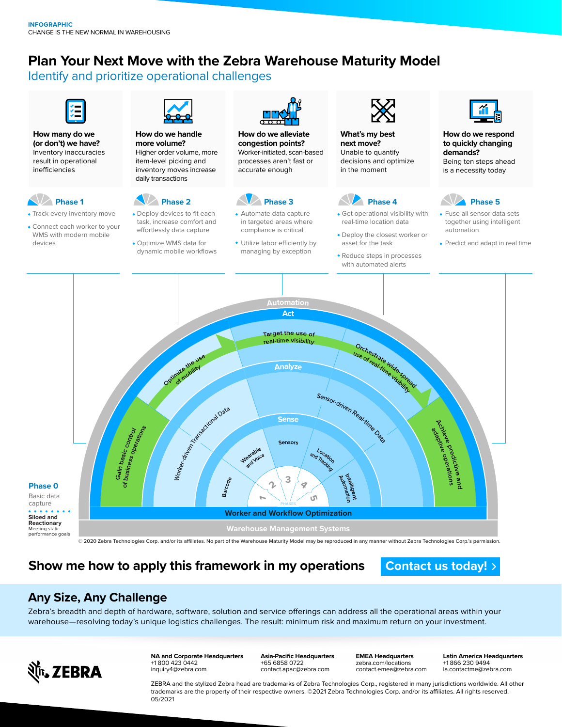INFOGRAPHIC
CHANGE IS THE NEW NORMAL IN WAREHOUSING

# Plan Your Next Move with the Zebra Warehouse Maturity Model

## Identify and prioritize operational challenges

**How many do we (or don't) we have?**
Inventory inaccuracies result in operational inefficiencies

**How do we handle more volume?**
Higher order volume, more item-level picking and inventory moves increase daily transactions

**How do we alleviate congestion points?**
Worker-initiated, scan-based processes aren't fast or accurate enough

**What's my best next move?**
Unable to quantify decisions and optimize in the moment

**How do we respond to quickly changing demands?**
Being ten steps ahead is a necessity today

### Phase 1
- Track every inventory move
- Connect each worker to your WMS with modern mobile devices

### Phase 2
- Deploy devices to fit each task, increase comfort and effortlessly data capture
- Optimize WMS data for dynamic mobile workflows

### Phase 3
- Automate data capture in targeted areas where compliance is critical
- Utilize labor efficiently by managing by exception

### Phase 4
- Get operational visibility with real-time location data
- Deploy the closest worker or asset for the task
- Reduce steps in processes with automated alerts

### Phase 5
- Fuse all sensor data sets together using intelligent automation
- Predict and adapt in real time

### Phase 0
Basic data capture

**Siloed and Reactionary**
Meeting static performance goals

Automation
Act
Target the use of real-time visibility
Optimize the use of mobility
Orchestrate wide-spread use of real-time visibility
Gain basic control of business operations
Achieve predictive and adaptive operations
Analyze
Worker-driven Transactional Data
Sensor-driven Real-time Data
Sense
Sensors
Wearable and Voice
Location and Tracking
Barcode
Intelligent Automation
1 2 3 4 5
PHASES
Worker and Workflow Optimization
Warehouse Management Systems

© 2020 Zebra Technologies Corp. and/or its affiliates. No part of the Warehouse Maturity Model may be reproduced in any manner without Zebra Technologies Corp.'s permission.

## Show me how to apply this framework in my operations

**Contact us today! ›**

## Any Size, Any Challenge

Zebra's breadth and depth of hardware, software, solution and service offerings can address all the operational areas within your warehouse—resolving today's unique logistics challenges. The result: minimum risk and maximum return on your investment.

ZEBRA

**NA and Corporate Headquarters**
+1 800 423 0442
inquiry4@zebra.com

**Asia-Pacific Headquarters**
+65 6858 0722
contact.apac@zebra.com

**EMEA Headquarters**
zebra.com/locations
contact.emea@zebra.com

**Latin America Headquarters**
+1 866 230 9494
la.contactme@zebra.com

ZEBRA and the stylized Zebra head are trademarks of Zebra Technologies Corp., registered in many jurisdictions worldwide. All other trademarks are the property of their respective owners. ©2021 Zebra Technologies Corp. and/or its affiliates. All rights reserved.
05/2021